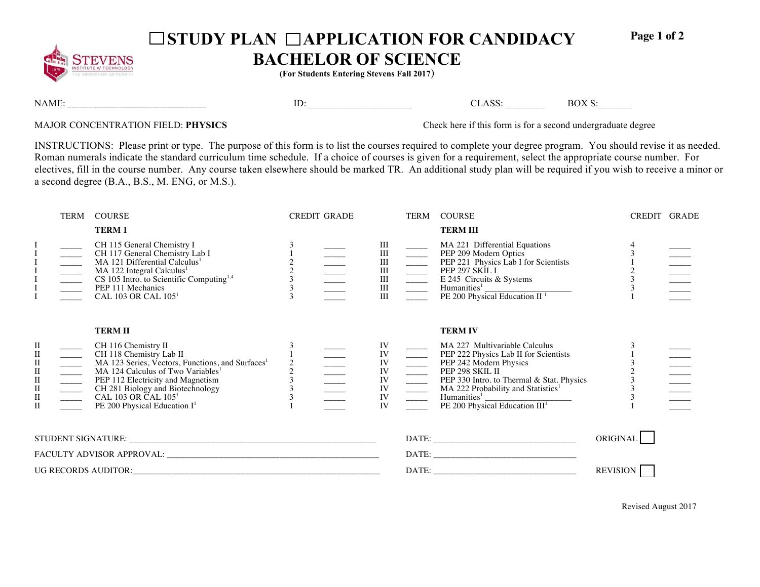# ☐STUDY PLAN ☐APPLICATION FOR CANDIDACY
# BACHELOR OF SCIENCE

**(For Students Entering Stevens Fall 2017)**

NAME: ____________________________ ID:______________________ CLASS: ________ BOX S:_______

MAJOR CONCENTRATION FIELD: **PHYSICS**

Check here if this form is for a second undergraduate degree

INSTRUCTIONS: Please print or type. The purpose of this form is to list the courses required to complete your degree program. You should revise it as needed. Roman numerals indicate the standard curriculum time schedule. If a choice of courses is given for a requirement, select the appropriate course number. For electives, fill in the course number. Any course taken elsewhere should be marked TR. An additional study plan will be required if you wish to receive a minor or a second degree (B.A., B.S., M. ENG, or M.S.).

| | TERM | COURSE | CREDIT | GRADE |
|---|---|---|---|---|
| | | **TERM 1** | | |
| I | _____ | CH 115 General Chemistry I | 3 | _____ |
| I | _____ | CH 117 General Chemistry Lab I | 1 | _____ |
| I | _____ | MA 121 Differential Calculus[1] | 2 | _____ |
| I | _____ | MA 122 Integral Calculus[1] | 2 | _____ |
| I | _____ | CS 105 Intro. to Scientific Computing[1,4] | 3 | _____ |
| I | _____ | PEP 111 Mechanics | 3 | _____ |
| I | _____ | CAL 103 OR CAL 105[1] | 3 | _____ |
| | | **TERM II** | | |
| II | _____ | CH 116 Chemistry II | 3 | _____ |
| II | _____ | CH 118 Chemistry Lab II | 1 | _____ |
| II | _____ | MA 123 Series, Vectors, Functions, and Surfaces[1] | 2 | _____ |
| II | _____ | MA 124 Calculus of Two Variables[1] | 2 | _____ |
| II | _____ | PEP 112 Electricity and Magnetism | 3 | _____ |
| II | _____ | CH 281 Biology and Biotechnology | 3 | _____ |
| II | _____ | CAL 103 OR CAL 105[1] | 3 | _____ |
| II | _____ | PE 200 Physical Education I[1] | 1 | _____ |

| | TERM | COURSE | CREDIT | GRADE |
|---|---|---|---|---|
| | | **TERM III** | | |
| III | _____ | MA 221 Differential Equations | 4 | _____ |
| III | _____ | PEP 209 Modern Optics | 3 | _____ |
| III | _____ | PEP 221 Physics Lab I for Scientists | 1 | _____ |
| III | _____ | PEP 297 SKIL I | 2 | _____ |
| III | _____ | E 245 Circuits & Systems | 3 | _____ |
| III | _____ | Humanities[1] ____________________ | 3 | _____ |
| III | _____ | PE 200 Physical Education II [1] | 1 | _____ |
| | | **TERM IV** | | |
| IV | _____ | MA 227 Multivariable Calculus | 3 | _____ |
| IV | _____ | PEP 222 Physics Lab II for Scientists | 1 | _____ |
| IV | _____ | PEP 242 Modern Physics | 3 | _____ |
| IV | _____ | PEP 298 SKIL II | 2 | _____ |
| IV | _____ | PEP 330 Intro. to Thermal & Stat. Physics | 3 | _____ |
| IV | _____ | MA 222 Probability and Statistics[1] | 3 | _____ |
| IV | _____ | Humanities[1] ____________________ | 3 | _____ |
| IV | _____ | PE 200 Physical Education III[1] | 1 | _____ |

STUDENT SIGNATURE: ______________________________________ DATE: __________________________ ORIGINAL ☐

FACULTY ADVISOR APPROVAL: ________________________________ DATE: __________________________

UG RECORDS AUDITOR:______________________________________ DATE: __________________________ REVISION ☐

Revised August 2017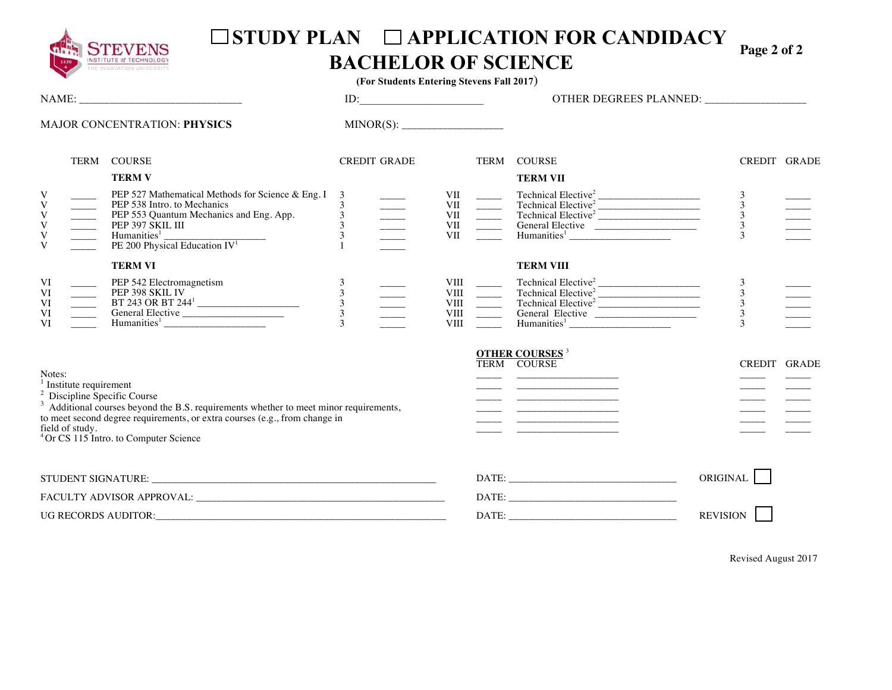# ☐ STUDY PLAN ☐ APPLICATION FOR CANDIDACY
# BACHELOR OF SCIENCE

**(For Students Entering Stevens Fall 2017)**

NAME: ______________________________ ID: ______________________ OTHER DEGREES PLANNED: __________________

MAJOR CONCENTRATION: **PHYSICS** MINOR(S): __________________

| | TERM | COURSE | CREDIT | GRADE |
|---|---|---|---|---|
| | | **TERM V** | | |
| V | _____ | PEP 527 Mathematical Methods for Science & Eng. I | 3 | _____ |
| V | _____ | PEP 538 Intro. to Mechanics | 3 | _____ |
| V | _____ | PEP 553 Quantum Mechanics and Eng. App. | 3 | _____ |
| V | _____ | PEP 397 SKIL III | 3 | _____ |
| V | _____ | Humanities[1] ____________________ | 3 | _____ |
| V | _____ | PE 200 Physical Education IV[1] | 1 | _____ |
| | | **TERM VI** | | |
| VI | _____ | PEP 542 Electromagnetism | 3 | _____ |
| VI | _____ | PEP 398 SKIL IV | 3 | _____ |
| VI | _____ | BT 243 OR BT 244[1] ____________________ | 3 | _____ |
| VI | _____ | General Elective ____________________ | 3 | _____ |
| VI | _____ | Humanities[1] ____________________ | 3 | _____ |

| | TERM | COURSE | CREDIT | GRADE |
|---|---|---|---|---|
| | | **TERM VII** | | |
| VII | _____ | Technical Elective[2] ____________________ | 3 | _____ |
| VII | _____ | Technical Elective[2] ____________________ | 3 | _____ |
| VII | _____ | Technical Elective[2] ____________________ | 3 | _____ |
| VII | _____ | General Elective ____________________ | 3 | _____ |
| VII | _____ | Humanities[1] ____________________ | 3 | _____ |
| | | **TERM VIII** | | |
| VIII | _____ | Technical Elective[2] ____________________ | 3 | _____ |
| VIII | _____ | Technical Elective[2] ____________________ | 3 | _____ |
| VIII | _____ | Technical Elective[2] ____________________ | 3 | _____ |
| VIII | _____ | General Elective ____________________ | 3 | _____ |
| VIII | _____ | Humanities[1] ____________________ | 3 | _____ |

**OTHER COURSES** [3]

| TERM | COURSE | CREDIT | GRADE |
|---|---|---|---|
| _____ | ____________________ | _____ | _____ |
| _____ | ____________________ | _____ | _____ |
| _____ | ____________________ | _____ | _____ |
| _____ | ____________________ | _____ | _____ |
| _____ | ____________________ | _____ | _____ |
| _____ | ____________________ | _____ | _____ |

Notes:
[1] Institute requirement
[2] Discipline Specific Course
[3] Additional courses beyond the B.S. requirements whether to meet minor requirements, to meet second degree requirements, or extra courses (e.g., from change in field of study.
[4] Or CS 115 Intro. to Computer Science

STUDIENT SIGNATURE: ________________________________________ DATE: ____________________ ORIGINAL ☐

FACULTY ADVISOR APPROVAL: ________________________________________ DATE: ____________________

UG RECORDS AUDITOR: ________________________________________ DATE: ____________________ REVISION ☐

Revised August 2017